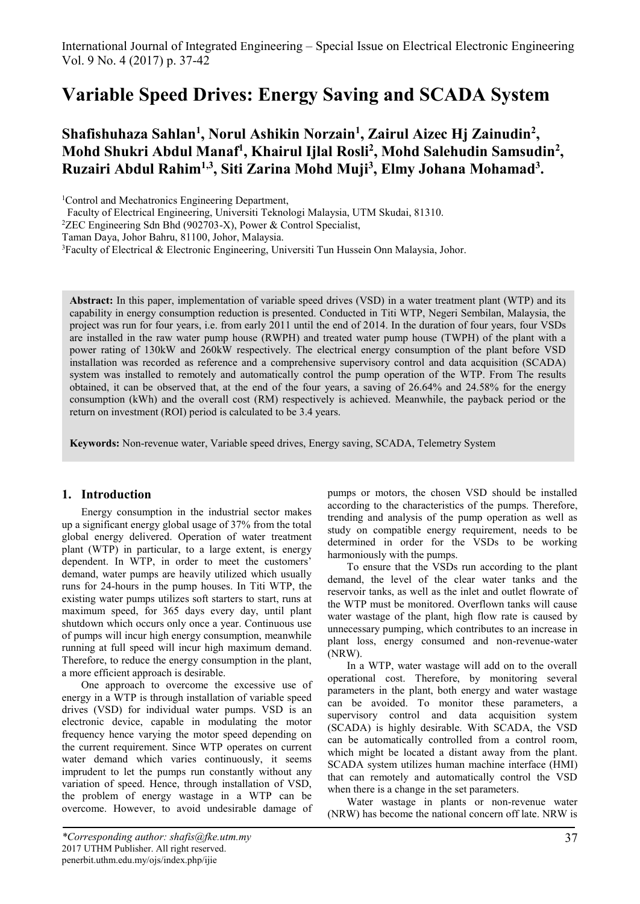# Variable Speed Drives: Energy Saving and SCADA System

**Shafishuhaza Sahlan[1], Norul Ashikin Norzain[1], Zairul Aizec Hj Zainudin[2], Mohd Shukri Abdul Manaf[1], Khairul Ijlal Rosli[2], Mohd Salehudin Samsudin[2], Ruzairi Abdul Rahim[1,3], Siti Zarina Mohd Muji[3], Elmy Johana Mohamad[3].**

[1]Control and Mechatronics Engineering Department,
Faculty of Electrical Engineering, Universiti Teknologi Malaysia, UTM Skudai, 81310.
[2]ZEC Engineering Sdn Bhd (902703-X), Power & Control Specialist,
Taman Daya, Johor Bahru, 81100, Johor, Malaysia.
[3]Faculty of Electrical & Electronic Engineering, Universiti Tun Hussein Onn Malaysia, Johor.

**Abstract:** In this paper, implementation of variable speed drives (VSD) in a water treatment plant (WTP) and its capability in energy consumption reduction is presented. Conducted in Titi WTP, Negeri Sembilan, Malaysia, the project was run for four years, i.e. from early 2011 until the end of 2014. In the duration of four years, four VSDs are installed in the raw water pump house (RWPH) and treated water pump house (TWPH) of the plant with a power rating of 130kW and 260kW respectively. The electrical energy consumption of the plant before VSD installation was recorded as reference and a comprehensive supervisory control and data acquisition (SCADA) system was installed to remotely and automatically control the pump operation of the WTP. From The results obtained, it can be observed that, at the end of the four years, a saving of 26.64% and 24.58% for the energy consumption (kWh) and the overall cost (RM) respectively is achieved. Meanwhile, the payback period or the return on investment (ROI) period is calculated to be 3.4 years.

**Keywords:** Non-revenue water, Variable speed drives, Energy saving, SCADA, Telemetry System

## 1. Introduction

Energy consumption in the industrial sector makes up a significant energy global usage of 37% from the total global energy delivered. Operation of water treatment plant (WTP) in particular, to a large extent, is energy dependent. In WTP, in order to meet the customers' demand, water pumps are heavily utilized which usually runs for 24-hours in the pump houses. In Titi WTP, the existing water pumps utilizes soft starters to start, runs at maximum speed, for 365 days every day, until plant shutdown which occurs only once a year. Continuous use of pumps will incur high energy consumption, meanwhile running at full speed will incur high maximum demand. Therefore, to reduce the energy consumption in the plant, a more efficient approach is desirable.

One approach to overcome the excessive use of energy in a WTP is through installation of variable speed drives (VSD) for individual water pumps. VSD is an electronic device, capable in modulating the motor frequency hence varying the motor speed depending on the current requirement. Since WTP operates on current water demand which varies continuously, it seems imprudent to let the pumps run constantly without any variation of speed. Hence, through installation of VSD, the problem of energy wastage in a WTP can be overcome. However, to avoid undesirable damage of pumps or motors, the chosen VSD should be installed according to the characteristics of the pumps. Therefore, trending and analysis of the pump operation as well as study on compatible energy requirement, needs to be determined in order for the VSDs to be working harmoniously with the pumps.

To ensure that the VSDs run according to the plant demand, the level of the clear water tanks and the reservoir tanks, as well as the inlet and outlet flowrate of the WTP must be monitored. Overflown tanks will cause water wastage of the plant, high flow rate is caused by unnecessary pumping, which contributes to an increase in plant loss, energy consumed and non-revenue-water (NRW).

In a WTP, water wastage will add on to the overall operational cost. Therefore, by monitoring several parameters in the plant, both energy and water wastage can be avoided. To monitor these parameters, a supervisory control and data acquisition system (SCADA) is highly desirable. With SCADA, the VSD can be automatically controlled from a control room, which might be located a distant away from the plant. SCADA system utilizes human machine interface (HMI) that can remotely and automatically control the VSD when there is a change in the set parameters.

Water wastage in plants or non-revenue water (NRW) has become the national concern off late. NRW is

*\*Corresponding author: shafis@fke.utm.my*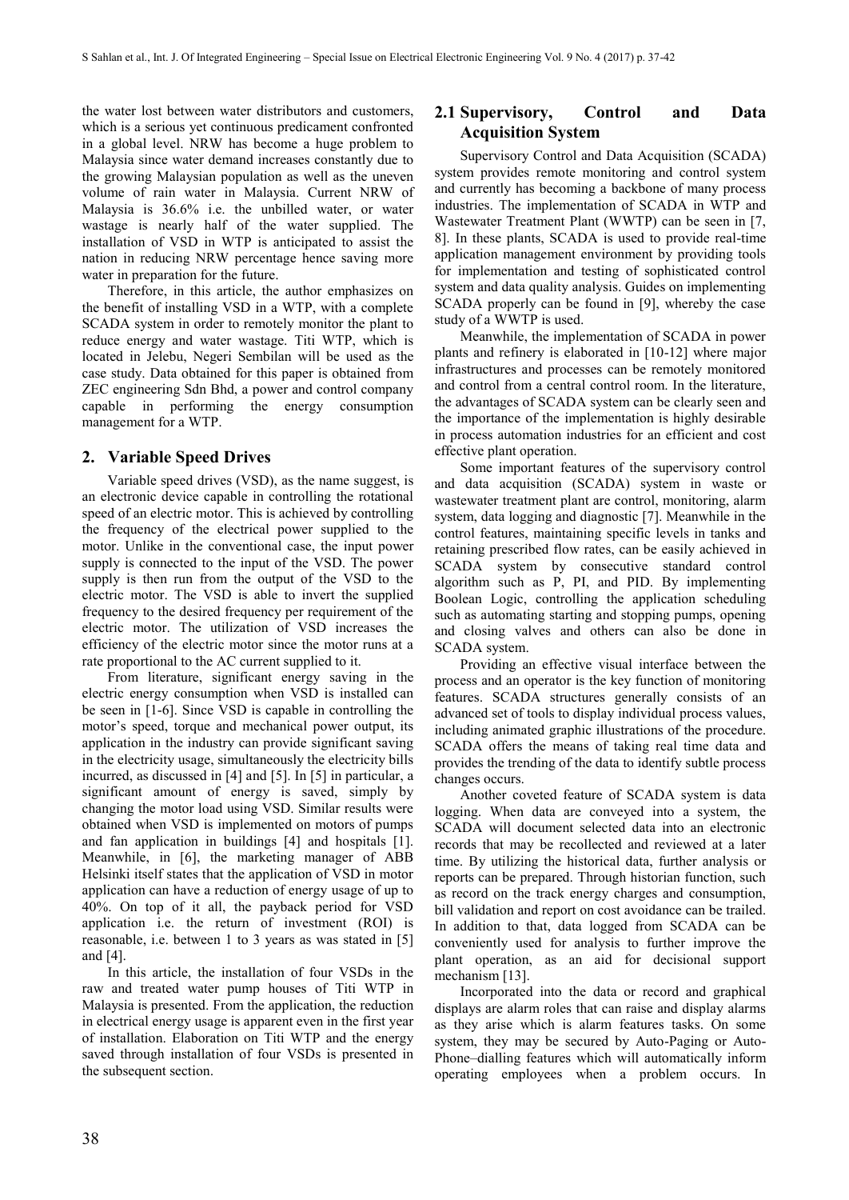the water lost between water distributors and customers, which is a serious yet continuous predicament confronted in a global level. NRW has become a huge problem to Malaysia since water demand increases constantly due to the growing Malaysian population as well as the uneven volume of rain water in Malaysia. Current NRW of Malaysia is 36.6% i.e. the unbilled water, or water wastage is nearly half of the water supplied. The installation of VSD in WTP is anticipated to assist the nation in reducing NRW percentage hence saving more water in preparation for the future.

Therefore, in this article, the author emphasizes on the benefit of installing VSD in a WTP, with a complete SCADA system in order to remotely monitor the plant to reduce energy and water wastage. Titi WTP, which is located in Jelebu, Negeri Sembilan will be used as the case study. Data obtained for this paper is obtained from ZEC engineering Sdn Bhd, a power and control company capable in performing the energy consumption management for a WTP.

## 2. Variable Speed Drives

Variable speed drives (VSD), as the name suggest, is an electronic device capable in controlling the rotational speed of an electric motor. This is achieved by controlling the frequency of the electrical power supplied to the motor. Unlike in the conventional case, the input power supply is connected to the input of the VSD. The power supply is then run from the output of the VSD to the electric motor. The VSD is able to invert the supplied frequency to the desired frequency per requirement of the electric motor. The utilization of VSD increases the efficiency of the electric motor since the motor runs at a rate proportional to the AC current supplied to it.

From literature, significant energy saving in the electric energy consumption when VSD is installed can be seen in [1-6]. Since VSD is capable in controlling the motor's speed, torque and mechanical power output, its application in the industry can provide significant saving in the electricity usage, simultaneously the electricity bills incurred, as discussed in [4] and [5]. In [5] in particular, a significant amount of energy is saved, simply by changing the motor load using VSD. Similar results were obtained when VSD is implemented on motors of pumps and fan application in buildings [4] and hospitals [1]. Meanwhile, in [6], the marketing manager of ABB Helsinki itself states that the application of VSD in motor application can have a reduction of energy usage of up to 40%. On top of it all, the payback period for VSD application i.e. the return of investment (ROI) is reasonable, i.e. between 1 to 3 years as was stated in [5] and [4].

In this article, the installation of four VSDs in the raw and treated water pump houses of Titi WTP in Malaysia is presented. From the application, the reduction in electrical energy usage is apparent even in the first year of installation. Elaboration on Titi WTP and the energy saved through installation of four VSDs is presented in the subsequent section.

### 2.1 Supervisory, Control and Data Acquisition System

Supervisory Control and Data Acquisition (SCADA) system provides remote monitoring and control system and currently has becoming a backbone of many process industries. The implementation of SCADA in WTP and Wastewater Treatment Plant (WWTP) can be seen in [7, 8]. In these plants, SCADA is used to provide real-time application management environment by providing tools for implementation and testing of sophisticated control system and data quality analysis. Guides on implementing SCADA properly can be found in [9], whereby the case study of a WWTP is used.

Meanwhile, the implementation of SCADA in power plants and refinery is elaborated in [10-12] where major infrastructures and processes can be remotely monitored and control from a central control room. In the literature, the advantages of SCADA system can be clearly seen and the importance of the implementation is highly desirable in process automation industries for an efficient and cost effective plant operation.

Some important features of the supervisory control and data acquisition (SCADA) system in waste or wastewater treatment plant are control, monitoring, alarm system, data logging and diagnostic [7]. Meanwhile in the control features, maintaining specific levels in tanks and retaining prescribed flow rates, can be easily achieved in SCADA system by consecutive standard control algorithm such as P, PI, and PID. By implementing Boolean Logic, controlling the application scheduling such as automating starting and stopping pumps, opening and closing valves and others can also be done in SCADA system.

Providing an effective visual interface between the process and an operator is the key function of monitoring features. SCADA structures generally consists of an advanced set of tools to display individual process values, including animated graphic illustrations of the procedure. SCADA offers the means of taking real time data and provides the trending of the data to identify subtle process changes occurs.

Another coveted feature of SCADA system is data logging. When data are conveyed into a system, the SCADA will document selected data into an electronic records that may be recollected and reviewed at a later time. By utilizing the historical data, further analysis or reports can be prepared. Through historian function, such as record on the track energy charges and consumption, bill validation and report on cost avoidance can be trailed. In addition to that, data logged from SCADA can be conveniently used for analysis to further improve the plant operation, as an aid for decisional support mechanism [13].

Incorporated into the data or record and graphical displays are alarm roles that can raise and display alarms as they arise which is alarm features tasks. On some system, they may be secured by Auto-Paging or Auto-Phone–dialling features which will automatically inform operating employees when a problem occurs. In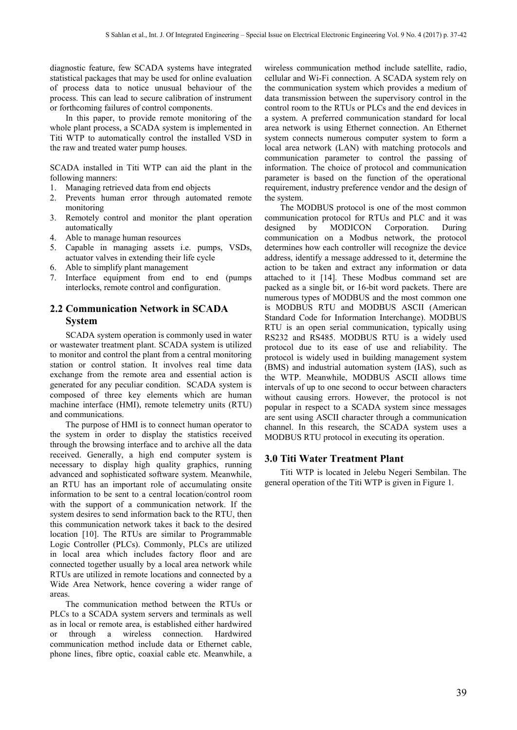diagnostic feature, few SCADA systems have integrated statistical packages that may be used for online evaluation of process data to notice unusual behaviour of the process. This can lead to secure calibration of instrument or forthcoming failures of control components.

In this paper, to provide remote monitoring of the whole plant process, a SCADA system is implemented in Titi WTP to automatically control the installed VSD in the raw and treated water pump houses.

SCADA installed in Titi WTP can aid the plant in the following manners:

1. Managing retrieved data from end objects
2. Prevents human error through automated remote monitoring
3. Remotely control and monitor the plant operation automatically
4. Able to manage human resources
5. Capable in managing assets i.e. pumps, VSDs, actuator valves in extending their life cycle
6. Able to simplify plant management
7. Interface equipment from end to end (pumps interlocks, remote control and configuration.

## 2.2 Communication Network in SCADA System

SCADA system operation is commonly used in water or wastewater treatment plant. SCADA system is utilized to monitor and control the plant from a central monitoring station or control station. It involves real time data exchange from the remote area and essential action is generated for any peculiar condition. SCADA system is composed of three key elements which are human machine interface (HMI), remote telemetry units (RTU) and communications.

The purpose of HMI is to connect human operator to the system in order to display the statistics received through the browsing interface and to archive all the data received. Generally, a high end computer system is necessary to display high quality graphics, running advanced and sophisticated software system. Meanwhile, an RTU has an important role of accumulating onsite information to be sent to a central location/control room with the support of a communication network. If the system desires to send information back to the RTU, then this communication network takes it back to the desired location [10]. The RTUs are similar to Programmable Logic Controller (PLCs). Commonly, PLCs are utilized in local area which includes factory floor and are connected together usually by a local area network while RTUs are utilized in remote locations and connected by a Wide Area Network, hence covering a wider range of areas.

The communication method between the RTUs or PLCs to a SCADA system servers and terminals as well as in local or remote area, is established either hardwired or through a wireless connection. Hardwired communication method include data or Ethernet cable, phone lines, fibre optic, coaxial cable etc. Meanwhile, a wireless communication method include satellite, radio, cellular and Wi-Fi connection. A SCADA system rely on the communication system which provides a medium of data transmission between the supervisory control in the control room to the RTUs or PLCs and the end devices in a system. A preferred communication standard for local area network is using Ethernet connection. An Ethernet system connects numerous computer system to form a local area network (LAN) with matching protocols and communication parameter to control the passing of information. The choice of protocol and communication parameter is based on the function of the operational requirement, industry preference vendor and the design of the system.

The MODBUS protocol is one of the most common communication protocol for RTUs and PLC and it was designed by MODICON Corporation. During communication on a Modbus network, the protocol determines how each controller will recognize the device address, identify a message addressed to it, determine the action to be taken and extract any information or data attached to it [14]. These Modbus command set are packed as a single bit, or 16-bit word packets. There are numerous types of MODBUS and the most common one is MODBUS RTU and MODBUS ASCII (American Standard Code for Information Interchange). MODBUS RTU is an open serial communication, typically using RS232 and RS485. MODBUS RTU is a widely used protocol due to its ease of use and reliability. The protocol is widely used in building management system (BMS) and industrial automation system (IAS), such as the WTP. Meanwhile, MODBUS ASCII allows time intervals of up to one second to occur between characters without causing errors. However, the protocol is not popular in respect to a SCADA system since messages are sent using ASCII character through a communication channel. In this research, the SCADA system uses a MODBUS RTU protocol in executing its operation.

# 3.0 Titi Water Treatment Plant

Titi WTP is located in Jelebu Negeri Sembilan. The general operation of the Titi WTP is given in Figure 1.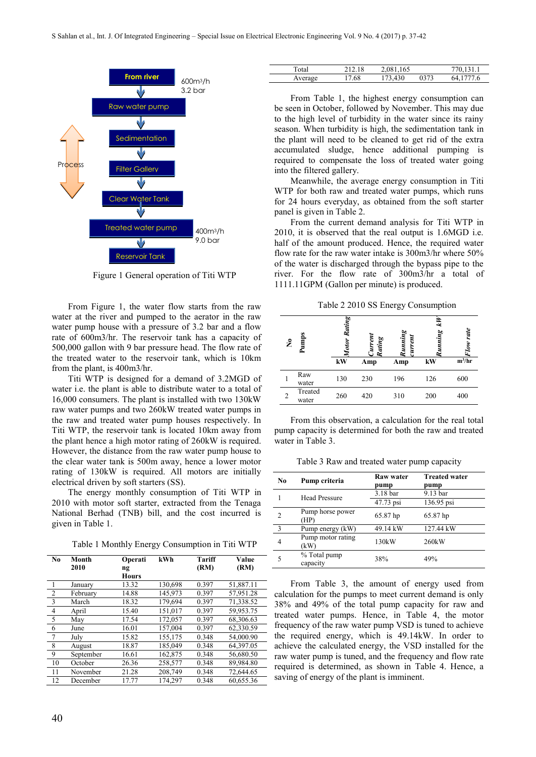From river

600m³/h
3.2 bar

Raw water pump

Sedimentation

Process

Filter Gallery

Clear Water Tank

Treated water pump

400m³/h
9.0 bar

Reservoir Tank

Figure 1 General operation of Titi WTP

From Figure 1, the water flow starts from the raw water at the river and pumped to the aerator in the raw water pump house with a pressure of 3.2 bar and a flow rate of 600m3/hr. The reservoir tank has a capacity of 500,000 gallon with 9 bar pressure head. The flow rate of the treated water to the reservoir tank, which is 10km from the plant, is 400m3/hr.

Titi WTP is designed for a demand of 3.2MGD of water i.e. the plant is able to distribute water to a total of 16,000 consumers. The plant is installed with two 130kW raw water pumps and two 260kW treated water pumps in the raw and treated water pump houses respectively. In Titi WTP, the reservoir tank is located 10km away from the plant hence a high motor rating of 260kW is required. However, the distance from the raw water pump house to the clear water tank is 500m away, hence a lower motor rating of 130kW is required. All motors are initially electrical driven by soft starters (SS).

The energy monthly consumption of Titi WTP in 2010 with motor soft starter, extracted from the Tenaga National Berhad (TNB) bill, and the cost incurred is given in Table 1.

Table 1 Monthly Energy Consumption in Titi WTP

| No | Month 2010 | Operating Hours | kWh | Tariff (RM) | Value (RM) |
|---|---|---|---|---|---|
| 1 | January | 13.32 | 130,698 | 0.397 | 51,887.11 |
| 2 | February | 14.88 | 145,973 | 0.397 | 57,951.28 |
| 3 | March | 18.32 | 179,694 | 0.397 | 71,338.52 |
| 4 | April | 15.40 | 151,017 | 0.397 | 59,953.75 |
| 5 | May | 17.54 | 172,057 | 0.397 | 68,306.63 |
| 6 | June | 16.01 | 157,004 | 0.397 | 62,330.59 |
| 7 | July | 15.82 | 155,175 | 0.348 | 54,000.90 |
| 8 | August | 18.87 | 185,049 | 0.348 | 64,397.05 |
| 9 | September | 16.61 | 162,875 | 0.348 | 56,680.50 |
| 10 | October | 26.36 | 258,577 | 0.348 | 89,984.80 |
| 11 | November | 21.28 | 208,749 | 0.348 | 72,644.65 |
| 12 | December | 17.77 | 174,297 | 0.348 | 60,655.36 |
| | Total | 212.18 | 2,081,165 | | 770,131.1 |
| | Average | 17.68 | 173,430 | 0373 | 64,1777.6 |

From Table 1, the highest energy consumption can be seen in October, followed by November. This may due to the high level of turbidity in the water since its rainy season. When turbidity is high, the sedimentation tank in the plant will need to be cleaned to get rid of the extra accumulated sludge, hence additional pumping is required to compensate the loss of treated water going into the filtered gallery.

Meanwhile, the average energy consumption in Titi WTP for both raw and treated water pumps, which runs for 24 hours everyday, as obtained from the soft starter panel is given in Table 2.

From the current demand analysis for Titi WTP in 2010, it is observed that the real output is 1.6MGD i.e. half of the amount produced. Hence, the required water flow rate for the raw water intake is 300m3/hr where 50% of the water is discharged through the bypass pipe to the river. For the flow rate of 300m3/hr a total of 1111.11GPM (Gallon per minute) is produced.

Table 2 2010 SS Energy Consumption

| No | Pumps | Motor Rating (kW) | Current Rating (Amp) | Running current (Amp) | Running kW (kW) | Flow rate ($m^3$/hr) |
|---|---|---|---|---|---|---|
| 1 | Raw water | 130 | 230 | 196 | 126 | 600 |
| 2 | Treated water | 260 | 420 | 310 | 200 | 400 |

From this observation, a calculation for the real total pump capacity is determined for both the raw and treated water in Table 3.

Table 3 Raw and treated water pump capacity

| No | Pump criteria | Raw water pump | Treated water pump |
|---|---|---|---|
| 1 | Head Pressure | 3.18 bar | 9.13 bar |
| | | 47.73 psi | 136.95 psi |
| 2 | Pump horse power (HP) | 65.87 hp | 65.87 hp |
| 3 | Pump energy (kW) | 49.14 kW | 127.44 kW |
| 4 | Pump motor rating (kW) | 130kW | 260kW |
| 5 | % Total pump capacity | 38% | 49% |

From Table 3, the amount of energy used from calculation for the pumps to meet current demand is only 38% and 49% of the total pump capacity for raw and treated water pumps. Hence, in Table 4, the motor frequency of the raw water pump VSD is tuned to achieve the required energy, which is 49.14kW. In order to achieve the calculated energy, the VSD installed for the raw water pump is tuned, and the frequency and flow rate required is determined, as shown in Table 4. Hence, a saving of energy of the plant is imminent.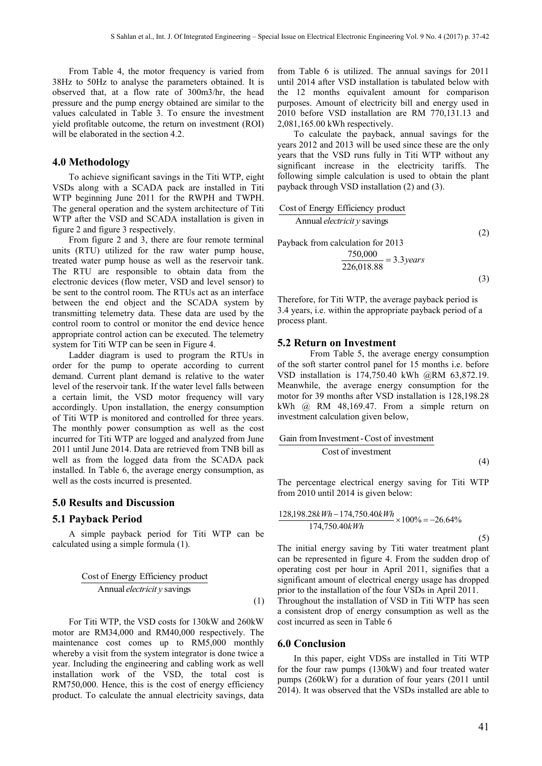From Table 4, the motor frequency is varied from 38Hz to 50Hz to analyse the parameters obtained. It is observed that, at a flow rate of 300m3/hr, the head pressure and the pump energy obtained are similar to the values calculated in Table 3. To ensure the investment yield profitable outcome, the return on investment (ROI) will be elaborated in the section 4.2.

## 4.0 Methodology

To achieve significant savings in the Titi WTP, eight VSDs along with a SCADA pack are installed in Titi WTP beginning June 2011 for the RWPH and TWPH. The general operation and the system architecture of Titi WTP after the VSD and SCADA installation is given in figure 2 and figure 3 respectively.

From figure 2 and 3, there are four remote terminal units (RTU) utilized for the raw water pump house, treated water pump house as well as the reservoir tank. The RTU are responsible to obtain data from the electronic devices (flow meter, VSD and level sensor) to be sent to the control room. The RTUs act as an interface between the end object and the SCADA system by transmitting telemetry data. These data are used by the control room to control or monitor the end device hence appropriate control action can be executed. The telemetry system for Titi WTP can be seen in Figure 4.

Ladder diagram is used to program the RTUs in order for the pump to operate according to current demand. Current plant demand is relative to the water level of the reservoir tank. If the water level falls between a certain limit, the VSD motor frequency will vary accordingly. Upon installation, the energy consumption of Titi WTP is monitored and controlled for three years. The monthly power consumption as well as the cost incurred for Titi WTP are logged and analyzed from June 2011 until June 2014. Data are retrieved from TNB bill as well as from the logged data from the SCADA pack installed. In Table 6, the average energy consumption, as well as the costs incurred is presented.

## 5.0 Results and Discussion

### 5.1 Payback Period

A simple payback period for Titi WTP can be calculated using a simple formula (1).

$$\frac{\text{Cost of Energy Efficiency product}}{\text{Annual } electricity \text{ savings}} \tag{1}$$

For Titi WTP, the VSD costs for 130kW and 260kW motor are RM34,000 and RM40,000 respectively. The maintenance cost comes up to RM5,000 monthly whereby a visit from the system integrator is done twice a year. Including the engineering and cabling work as well installation work of the VSD, the total cost is RM750,000. Hence, this is the cost of energy efficiency product. To calculate the annual electricity savings, data from Table 6 is utilized. The annual savings for 2011 until 2014 after VSD installation is tabulated below with the 12 months equivalent amount for comparison purposes. Amount of electricity bill and energy used in 2010 before VSD installation are RM 770,131.13 and 2,081,165.00 kWh respectively.

To calculate the payback, annual savings for the years 2012 and 2013 will be used since these are the only years that the VSD runs fully in Titi WTP without any significant increase in the electricity tariffs. The following simple calculation is used to obtain the plant payback through VSD installation (2) and (3).

$$\frac{\text{Cost of Energy Efficiency product}}{\text{Annual } electricity \text{ savings}} \tag{2}$$

Payback from calculation for 2013

$$\frac{750{,}000}{226{,}018.88} = 3.3\,years \tag{3}$$

Therefore, for Titi WTP, the average payback period is 3.4 years, i.e. within the appropriate payback period of a process plant.

### 5.2 Return on Investment

From Table 5, the average energy consumption of the soft starter control panel for 15 months i.e. before VSD installation is 174,750.40 kWh @RM 63,872.19. Meanwhile, the average energy consumption for the motor for 39 months after VSD installation is 128,198.28 kWh @ RM 48,169.47. From a simple return on investment calculation given below,

$$\frac{\text{Gain from Investment - Cost of investment}}{\text{Cost of investment}} \tag{4}$$

The percentage electrical energy saving for Titi WTP from 2010 until 2014 is given below:

$$\frac{128{,}198.28kWh - 174{,}750.40kWh}{174{,}750.40kWh} \times 100\% = -26.64\% \tag{5}$$

The initial energy saving by Titi water treatment plant can be represented in figure 4. From the sudden drop of operating cost per hour in April 2011, signifies that a significant amount of electrical energy usage has dropped prior to the installation of the four VSDs in April 2011. Throughout the installation of VSD in Titi WTP has seen a consistent drop of energy consumption as well as the cost incurred as seen in Table 6

## 6.0 Conclusion

In this paper, eight VDSs are installed in Titi WTP for the four raw pumps (130kW) and four treated water pumps (260kW) for a duration of four years (2011 until 2014). It was observed that the VSDs installed are able to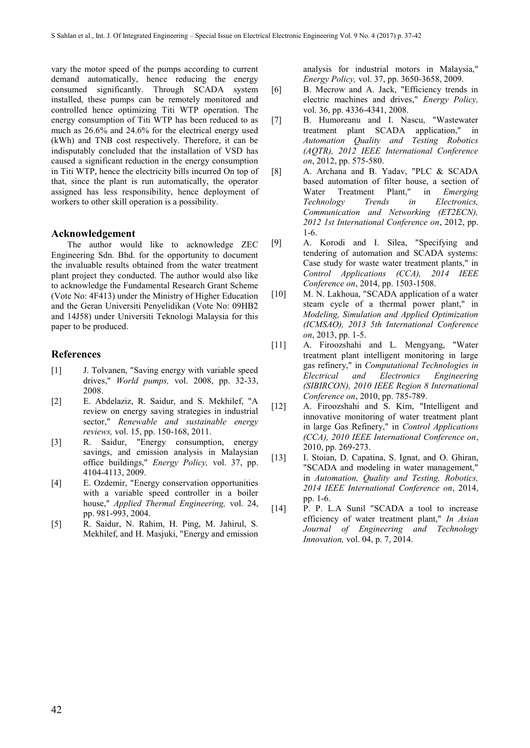vary the motor speed of the pumps according to current demand automatically, hence reducing the energy consumed significantly. Through SCADA system installed, these pumps can be remotely monitored and controlled hence optimizing Titi WTP operation. The energy consumption of Titi WTP has been reduced to as much as 26.6% and 24.6% for the electrical energy used (kWh) and TNB cost respectively. Therefore, it can be indisputably concluded that the installation of VSD has caused a significant reduction in the energy consumption in Titi WTP, hence the electricity bills incurred On top of that, since the plant is run automatically, the operator assigned has less responsibility, hence deployment of workers to other skill operation is a possibility.

## Acknowledgement

The author would like to acknowledge ZEC Engineering Sdn. Bhd. for the opportunity to document the invaluable results obtained from the water treatment plant project they conducted. The author would also like to acknowledge the Fundamental Research Grant Scheme (Vote No: 4F413) under the Ministry of Higher Education and the Geran Universiti Penyelidikan (Vote No: 09HB2 and 14J58) under Universiti Teknologi Malaysia for this paper to be produced.

## References

[1] J. Tolvanen, "Saving energy with variable speed drives," *World pumps,* vol. 2008, pp. 32-33, 2008.

[2] E. Abdelaziz, R. Saidur, and S. Mekhilef, "A review on energy saving strategies in industrial sector," *Renewable and sustainable energy reviews,* vol. 15, pp. 150-168, 2011.

[3] R. Saidur, "Energy consumption, energy savings, and emission analysis in Malaysian office buildings," *Energy Policy,* vol. 37, pp. 4104-4113, 2009.

[4] E. Ozdemir, "Energy conservation opportunities with a variable speed controller in a boiler house," *Applied Thermal Engineering,* vol. 24, pp. 981-993, 2004.

[5] R. Saidur, N. Rahim, H. Ping, M. Jahirul, S. Mekhilef, and H. Masjuki, "Energy and emission analysis for industrial motors in Malaysia," *Energy Policy,* vol. 37, pp. 3650-3658, 2009.

[6] B. Mecrow and A. Jack, "Efficiency trends in electric machines and drives," *Energy Policy,* vol. 36, pp. 4336-4341, 2008.

[7] B. Humoreanu and I. Nascu, "Wastewater treatment plant SCADA application," in *Automation Quality and Testing Robotics (AQTR), 2012 IEEE International Conference on*, 2012, pp. 575-580.

[8] A. Archana and B. Yadav, "PLC & SCADA based automation of filter house, a section of Water Treatment Plant," in *Emerging Technology Trends in Electronics, Communication and Networking (ET2ECN), 2012 1st International Conference on*, 2012, pp. 1-6.

[9] A. Korodi and I. Silea, "Specifying and tendering of automation and SCADA systems: Case study for waste water treatment plants," in *Control Applications (CCA), 2014 IEEE Conference on*, 2014, pp. 1503-1508.

[10] M. N. Lakhoua, "SCADA application of a water steam cycle of a thermal power plant," in *Modeling, Simulation and Applied Optimization (ICMSAO), 2013 5th International Conference on*, 2013, pp. 1-5.

[11] A. Firoozshahi and L. Mengyang, "Water treatment plant intelligent monitoring in large gas refinery," in *Computational Technologies in Electrical and Electronics Engineering (SIBIRCON), 2010 IEEE Region 8 International Conference on*, 2010, pp. 785-789.

[12] A. Firoozshahi and S. Kim, "Intelligent and innovative monitoring of water treatment plant in large Gas Refinery," in *Control Applications (CCA), 2010 IEEE International Conference on*, 2010, pp. 269-273.

[13] I. Stoian, D. Capatina, S. Ignat, and O. Ghiran, "SCADA and modeling in water management," in *Automation, Quality and Testing, Robotics, 2014 IEEE International Conference on*, 2014, pp. 1-6.

[14] P. P. L.A Sunil "SCADA a tool to increase efficiency of water treatment plant," *In Asian Journal of Engineering and Technology Innovation,* vol. 04, p. 7, 2014.